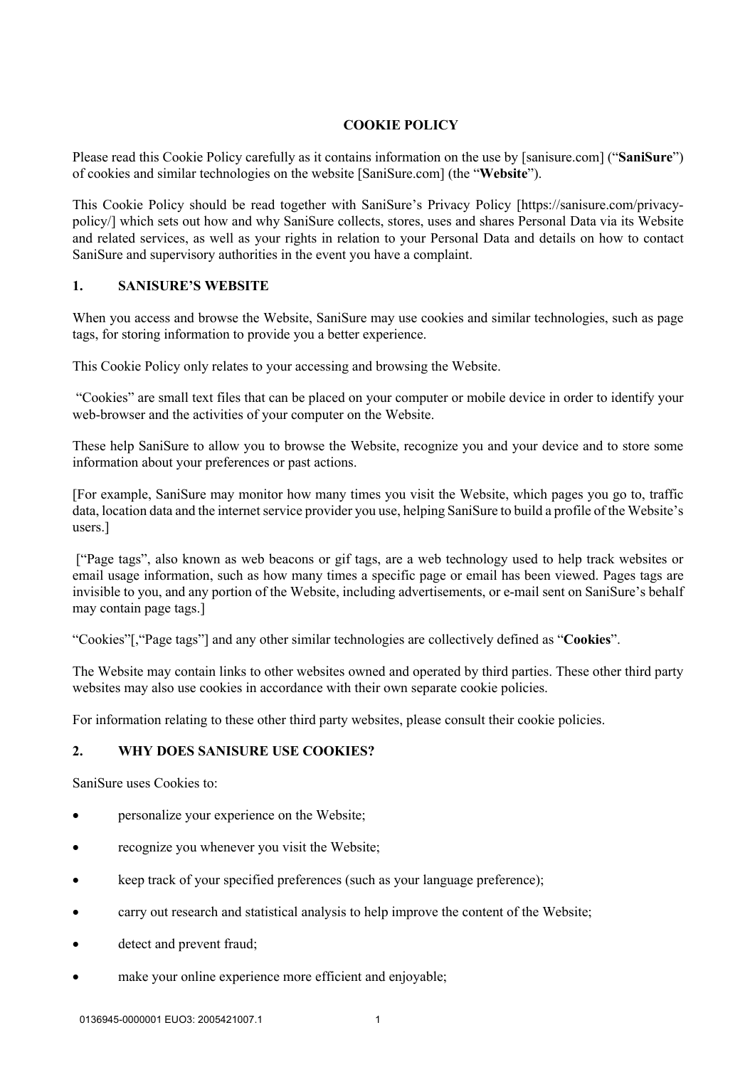# COOKIE POLICY

Please read this Cookie Policy carefully as it contains information on the use by [sanisure.com] ("**SaniSure**") of cookies and similar technologies on the website [SaniSure.com] (the "**Website**").

This Cookie Policy should be read together with SaniSure's Privacy Policy [https://sanisure.com/privacy-policy/] which sets out how and why SaniSure collects, stores, uses and shares Personal Data via its Website and related services, as well as your rights in relation to your Personal Data and details on how to contact SaniSure and supervisory authorities in the event you have a complaint.

## 1. SANISURE'S WEBSITE

When you access and browse the Website, SaniSure may use cookies and similar technologies, such as page tags, for storing information to provide you a better experience.

This Cookie Policy only relates to your accessing and browsing the Website.

"Cookies" are small text files that can be placed on your computer or mobile device in order to identify your web-browser and the activities of your computer on the Website.

These help SaniSure to allow you to browse the Website, recognize you and your device and to store some information about your preferences or past actions.

[For example, SaniSure may monitor how many times you visit the Website, which pages you go to, traffic data, location data and the internet service provider you use, helping SaniSure to build a profile of the Website's users.]

["Page tags", also known as web beacons or gif tags, are a web technology used to help track websites or email usage information, such as how many times a specific page or email has been viewed. Pages tags are invisible to you, and any portion of the Website, including advertisements, or e-mail sent on SaniSure's behalf may contain page tags.]

"Cookies"[,"Page tags"] and any other similar technologies are collectively defined as "**Cookies**".

The Website may contain links to other websites owned and operated by third parties. These other third party websites may also use cookies in accordance with their own separate cookie policies.

For information relating to these other third party websites, please consult their cookie policies.

## 2. WHY DOES SANISURE USE COOKIES?

SaniSure uses Cookies to:

- personalize your experience on the Website;
- recognize you whenever you visit the Website;
- keep track of your specified preferences (such as your language preference);
- carry out research and statistical analysis to help improve the content of the Website;
- detect and prevent fraud;
- make your online experience more efficient and enjoyable;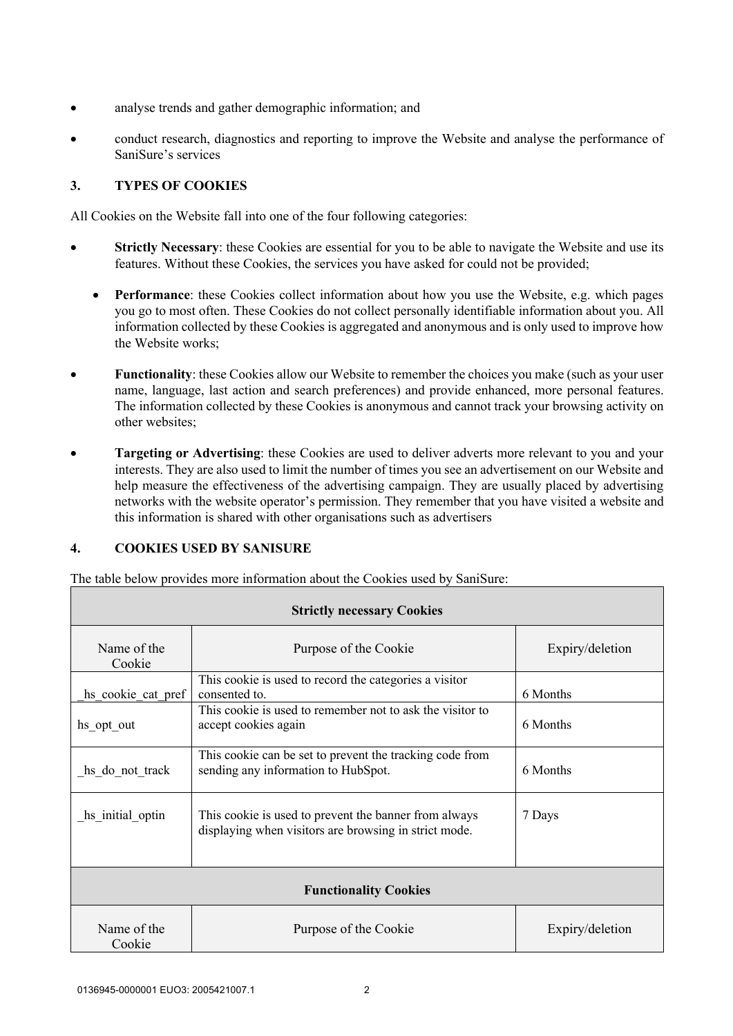- analyse trends and gather demographic information; and
- conduct research, diagnostics and reporting to improve the Website and analyse the performance of SaniSure's services

## 3. TYPES OF COOKIES

All Cookies on the Website fall into one of the four following categories:

- **Strictly Necessary**: these Cookies are essential for you to be able to navigate the Website and use its features. Without these Cookies, the services you have asked for could not be provided;
- **Performance**: these Cookies collect information about how you use the Website, e.g. which pages you go to most often. These Cookies do not collect personally identifiable information about you. All information collected by these Cookies is aggregated and anonymous and is only used to improve how the Website works;
- **Functionality**: these Cookies allow our Website to remember the choices you make (such as your user name, language, last action and search preferences) and provide enhanced, more personal features. The information collected by these Cookies is anonymous and cannot track your browsing activity on other websites;
- **Targeting or Advertising**: these Cookies are used to deliver adverts more relevant to you and your interests. They are also used to limit the number of times you see an advertisement on our Website and help measure the effectiveness of the advertising campaign. They are usually placed by advertising networks with the website operator's permission. They remember that you have visited a website and this information is shared with other organisations such as advertisers

## 4. COOKIES USED BY SANISURE

The table below provides more information about the Cookies used by SaniSure:

| **Strictly necessary Cookies** | | |
|---|---|---|
| Name of the Cookie | Purpose of the Cookie | Expiry/deletion |
| _hs_cookie_cat_pref | This cookie is used to record the categories a visitor consented to. | 6 Months |
| hs_opt_out | This cookie is used to remember not to ask the visitor to accept cookies again | 6 Months |
| _hs_do_not_track | This cookie can be set to prevent the tracking code from sending any information to HubSpot. | 6 Months |
| _hs_initial_optin | This cookie is used to prevent the banner from always displaying when visitors are browsing in strict mode. | 7 Days |
| **Functionality Cookies** | | |
| Name of the Cookie | Purpose of the Cookie | Expiry/deletion |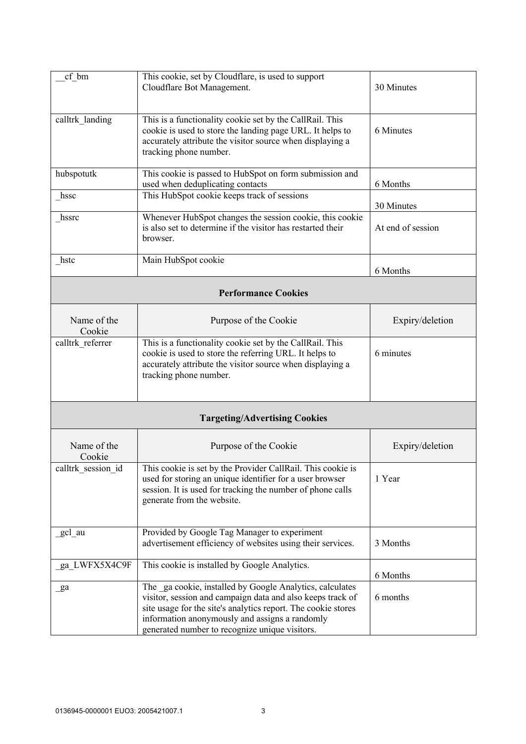| | | |
|---|---|---|
| __cf_bm | This cookie, set by Cloudflare, is used to support Cloudflare Bot Management. | 30 Minutes |
| calltrk_landing | This is a functionality cookie set by the CallRail. This cookie is used to store the landing page URL. It helps to accurately attribute the visitor source when displaying a tracking phone number. | 6 Minutes |
| hubspotutk | This cookie is passed to HubSpot on form submission and used when deduplicating contacts | 6 Months |
| _hssc | This HubSpot cookie keeps track of sessions | 30 Minutes |
| _hssrc | Whenever HubSpot changes the session cookie, this cookie is also set to determine if the visitor has restarted their browser. | At end of session |
| _hstc | Main HubSpot cookie | 6 Months |

**Performance Cookies**

| Name of the Cookie | Purpose of the Cookie | Expiry/deletion |
|---|---|---|
| calltrk_referrer | This is a functionality cookie set by the CallRail. This cookie is used to store the referring URL. It helps to accurately attribute the visitor source when displaying a tracking phone number. | 6 minutes |

**Targeting/Advertising Cookies**

| Name of the Cookie | Purpose of the Cookie | Expiry/deletion |
|---|---|---|
| calltrk_session_id | This cookie is set by the Provider CallRail. This cookie is used for storing an unique identifier for a user browser session. It is used for tracking the number of phone calls generate from the website. | 1 Year |
| _gcl_au | Provided by Google Tag Manager to experiment advertisement efficiency of websites using their services. | 3 Months |
| _ga_LWFX5X4C9F | This cookie is installed by Google Analytics. | 6 Months |
| _ga | The _ga cookie, installed by Google Analytics, calculates visitor, session and campaign data and also keeps track of site usage for the site's analytics report. The cookie stores information anonymously and assigns a randomly generated number to recognize unique visitors. | 6 months |

0136945-0000001 EUO3: 2005421007.1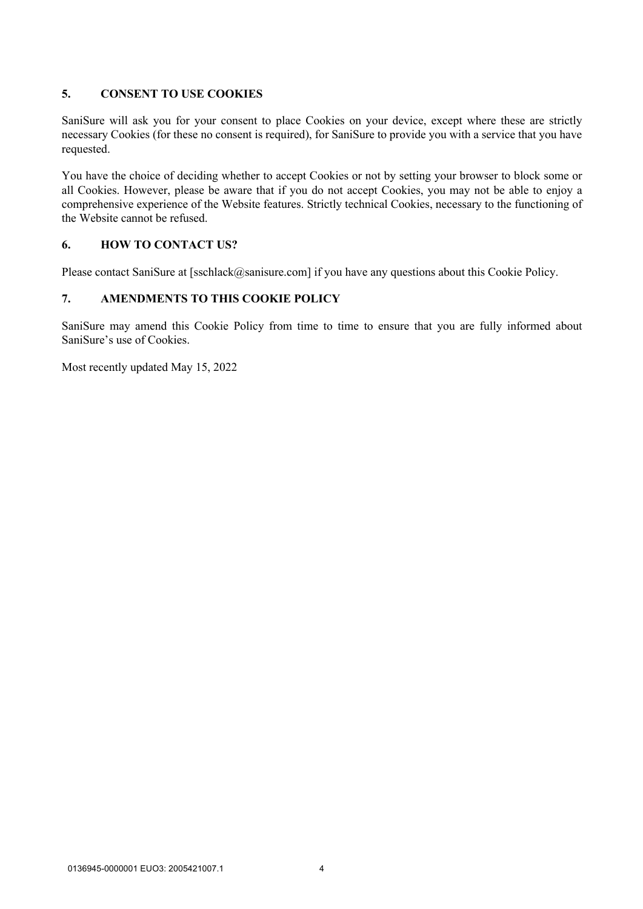## 5. CONSENT TO USE COOKIES

SaniSure will ask you for your consent to place Cookies on your device, except where these are strictly necessary Cookies (for these no consent is required), for SaniSure to provide you with a service that you have requested.

You have the choice of deciding whether to accept Cookies or not by setting your browser to block some or all Cookies. However, please be aware that if you do not accept Cookies, you may not be able to enjoy a comprehensive experience of the Website features. Strictly technical Cookies, necessary to the functioning of the Website cannot be refused.

## 6. HOW TO CONTACT US?

Please contact SaniSure at [sschlack@sanisure.com] if you have any questions about this Cookie Policy.

## 7. AMENDMENTS TO THIS COOKIE POLICY

SaniSure may amend this Cookie Policy from time to time to ensure that you are fully informed about SaniSure's use of Cookies.

Most recently updated May 15, 2022